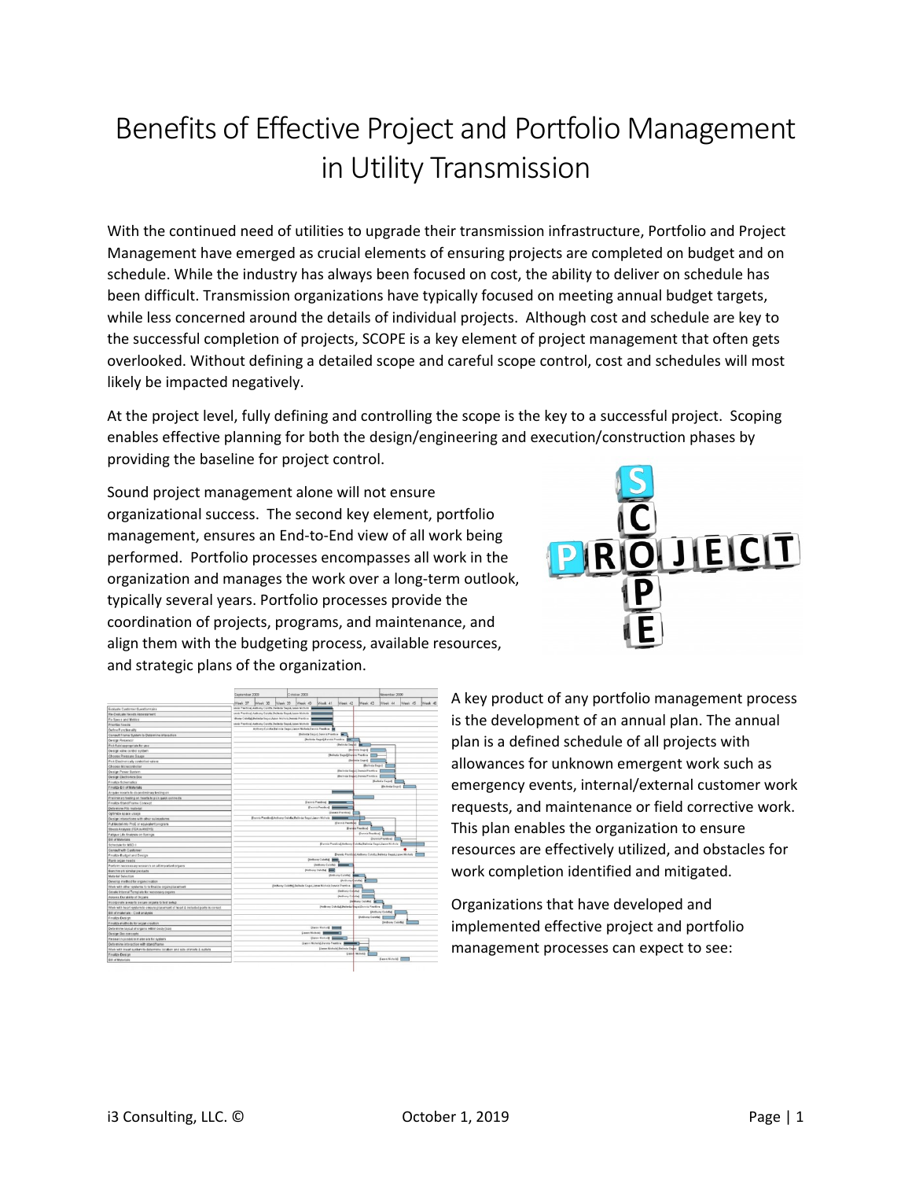# Benefits of Effective Project and Portfolio Management in Utility Transmission

With the continued need of utilities to upgrade their transmission infrastructure, Portfolio and Project Management have emerged as crucial elements of ensuring projects are completed on budget and on schedule. While the industry has always been focused on cost, the ability to deliver on schedule has been difficult. Transmission organizations have typically focused on meeting annual budget targets, while less concerned around the details of individual projects. Although cost and schedule are key to the successful completion of projects, SCOPE is a key element of project management that often gets overlooked. Without defining a detailed scope and careful scope control, cost and schedules will most likely be impacted negatively.

At the project level, fully defining and controlling the scope is the key to a successful project. Scoping enables effective planning for both the design/engineering and execution/construction phases by providing the baseline for project control.

Sound project management alone will not ensure organizational success. The second key element, portfolio management, ensures an End-to-End view of all work being performed. Portfolio processes encompasses all work in the organization and manages the work over a long-term outlook, typically several years. Portfolio processes provide the coordination of projects, programs, and maintenance, and align them with the budgeting process, available resources, and strategic plans of the organization.

A key product of any portfolio management process is the development of an annual plan. The annual plan is a defined schedule of all projects with allowances for unknown emergent work such as emergency events, internal/external customer work requests, and maintenance or field corrective work. This plan enables the organization to ensure resources are effectively utilized, and obstacles for work completion identified and mitigated.

Organizations that have developed and implemented effective project and portfolio management processes can expect to see: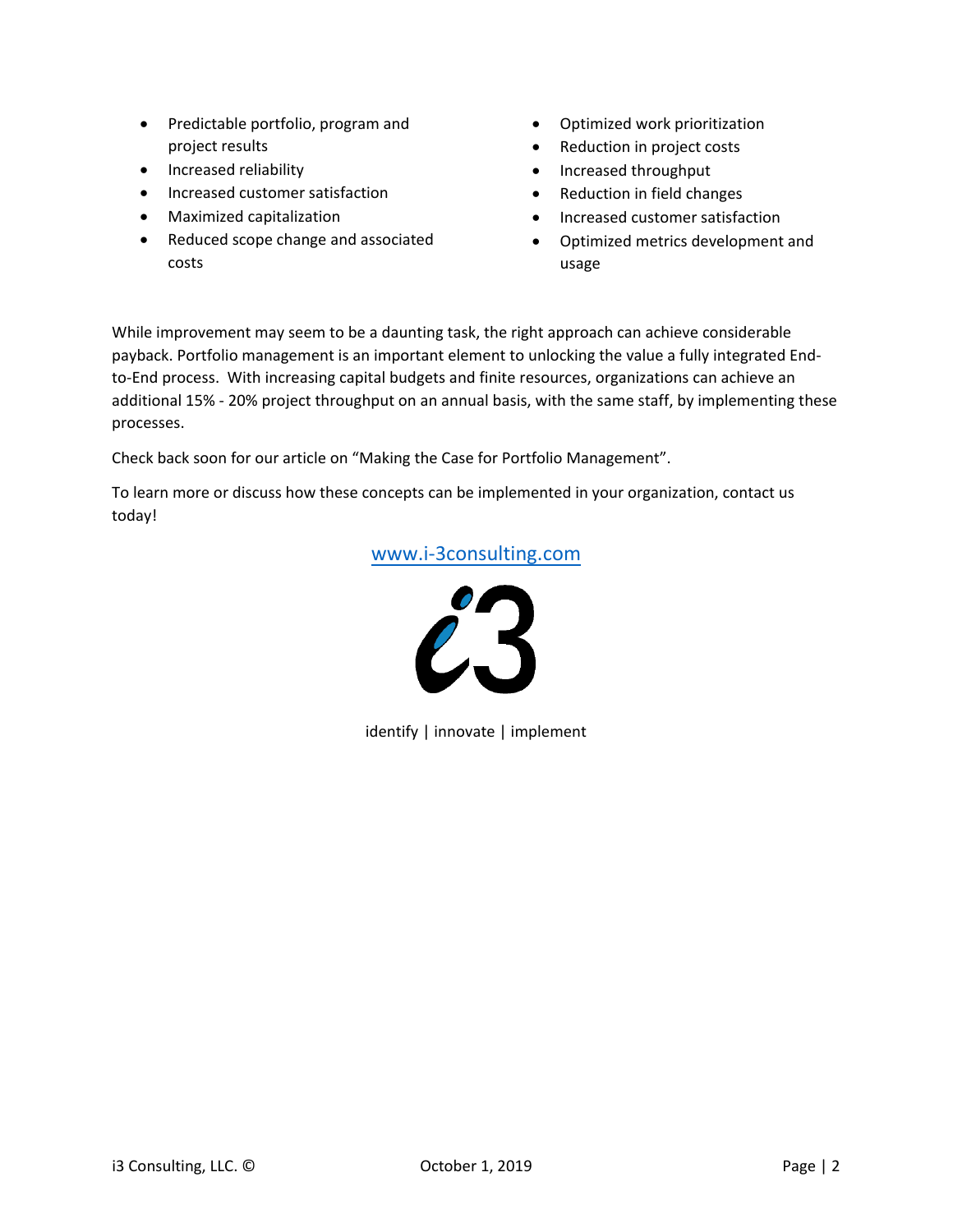- Predictable portfolio, program and project results
- Increased reliability
- Increased customer satisfaction
- Maximized capitalization
- Reduced scope change and associated costs
- Optimized work prioritization
- Reduction in project costs
- Increased throughput
- Reduction in field changes
- Increased customer satisfaction
- Optimized metrics development and usage

While improvement may seem to be a daunting task, the right approach can achieve considerable payback. Portfolio management is an important element to unlocking the value a fully integrated End-to-End process. With increasing capital budgets and finite resources, organizations can achieve an additional 15% - 20% project throughput on an annual basis, with the same staff, by implementing these processes.

Check back soon for our article on "Making the Case for Portfolio Management".

To learn more or discuss how these concepts can be implemented in your organization, contact us today!

[www.i-3consulting.com](http://www.i-3consulting.com)

i3

identify | innovate | implement